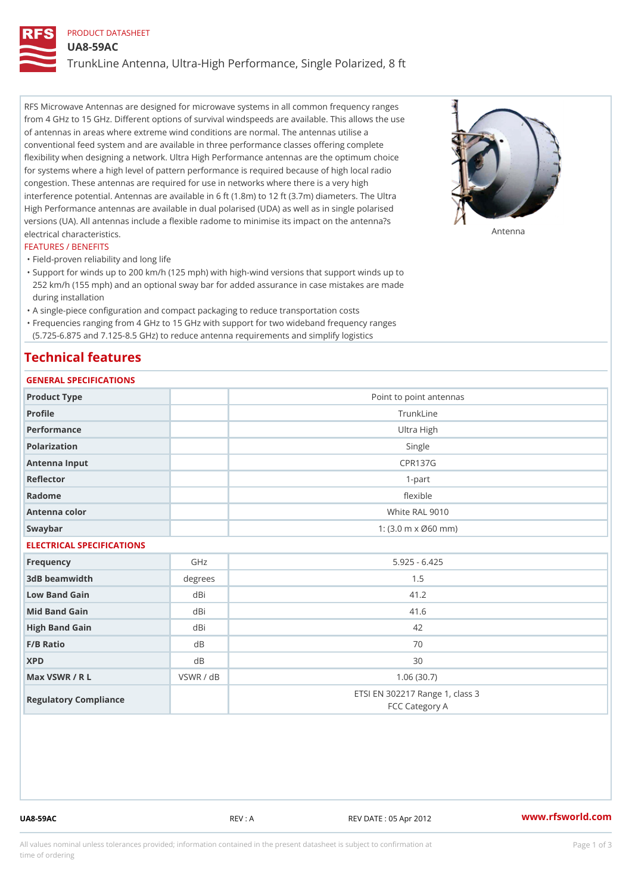PRODUCT DATASHEET

# UA8-59AC

## TrunkLine Antenna, Ultra-High Performance, Single Polarized, 8 ft

RFS Microwave Antennas are designed for microwave systems in all common frequency ranges from 4 GHz to 15 GHz. Different options of survival windspeeds are available. This allows the use of antennas in areas where extreme wind conditions are normal. The antennas utilise a conventional feed system and are available in three performance classes offering complete flexibility when designing a network. Ultra High Performance antennas are the optimum choice for systems where a high level of pattern performance is required because of high local radio congestion. These antennas are required for use in networks where there is a very high interference potential. Antennas are available in 6 ft (1.8m) to 12 ft (3.7m) diameters. The Ultra High Performance antennas are available in dual polarised (UDA) as well as in single polarised versions (UA). All antennas include a flexible radome to minimise its impact on the antenna?s electrical characteristics.

Antenna

### FEATURES / BENEFITS

- Field-proven reliability and long life
- Support for winds up to 200 km/h (125 mph) with high-wind versions that support winds up to 252 km/h (155 mph) and an optional sway bar for added assurance in case mistakes are made during installation
- A single-piece configuration and compact packaging to reduce transportation costs
- Frequencies ranging from 4 GHz to 15 GHz with support for two wideband frequency ranges (5.725-6.875 and 7.125-8.5 GHz) to reduce antenna requirements and simplify logistics

## Technical features

### GENERAL SPECIFICATIONS

| | | |
|---|---|---|
| Product Type | | Point to point antennas |
| Profile | | TrunkLine |
| Performance | | Ultra High |
| Polarization | | Single |
| Antenna Input | | CPR137G |
| Reflector | | 1-part |
| Radome | | flexible |
| Antenna color | | White RAL 9010 |
| Swaybar | | 1: (3.0 m x Ø60 mm) |

### ELECTRICAL SPECIFICATIONS

| | | |
|---|---|---|
| Frequency | GHz | 5.925 - 6.425 |
| 3dB beamwidth | degrees | 1.5 |
| Low Band Gain | dBi | 41.2 |
| Mid Band Gain | dBi | 41.6 |
| High Band Gain | dBi | 42 |
| F/B Ratio | dB | 70 |
| XPD | dB | 30 |
| Max VSWR / R L | VSWR / dB | 1.06 (30.7) |
| Regulatory Compliance | | ETSI EN 302217 Range 1, class 3<br>FCC Category A |

UA8-59AC REV : A REV DATE : 05 Apr 2012 www.rfsworld.com

All values nominal unless tolerances provided; information contained in the present datasheet is subject to confirmation at time of ordering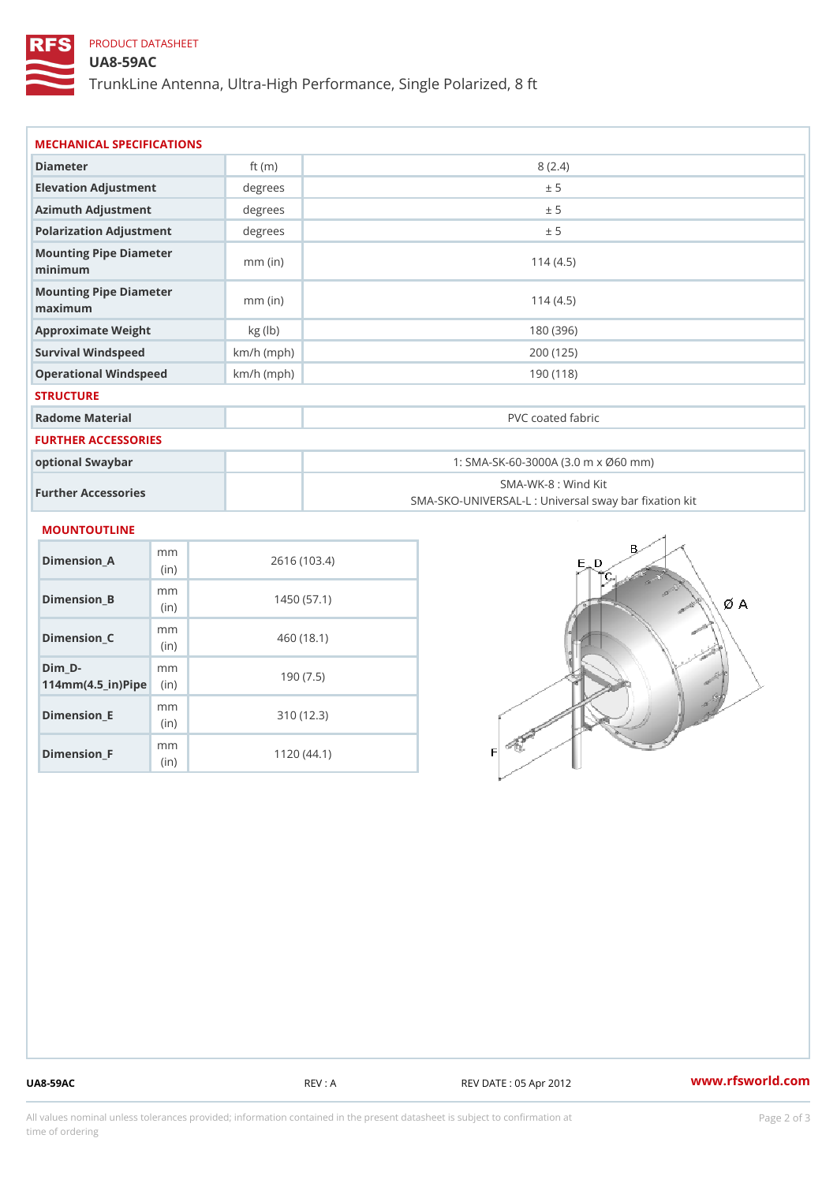PRODUCT DATASHEET

# UA8-59AC

TrunkLine Antenna, Ultra-High Performance, Single Polarized, 8 ft

## MECHANICAL SPECIFICATIONS

| Parameter | Unit | Value |
|---|---|---|
| Diameter | ft (m) | 8 (2.4) |
| Elevation Adjustment | degrees | ± 5 |
| Azimuth Adjustment | degrees | ± 5 |
| Polarization Adjustment | degrees | ± 5 |
| Mounting Pipe Diameter minimum | mm (in) | 114 (4.5) |
| Mounting Pipe Diameter maximum | mm (in) | 114 (4.5) |
| Approximate Weight | kg (lb) | 180 (396) |
| Survival Windspeed | km/h (mph) | 200 (125) |
| Operational Windspeed | km/h (mph) | 190 (118) |

## STRUCTURE

| Parameter | Unit | Value |
|---|---|---|
| Radome Material | | PVC coated fabric |

## FURTHER ACCESSORIES

| Parameter | Unit | Value |
|---|---|---|
| optional Swaybar | | 1: SMA-SK-60-3000A (3.0 m x Ø60 mm) |
| Further Accessories | | SMA-WK-8 : Wind Kit<br>SMA-SKO-UNIVERSAL-L : Universal sway bar fixation kit |

## MOUNTOUTLINE

| Dimension | Unit | Value |
|---|---|---|
| Dimension_A | mm (in) | 2616 (103.4) |
| Dimension_B | mm (in) | 1450 (57.1) |
| Dimension_C | mm (in) | 460 (18.1) |
| Dim_D-114mm(4.5_in)Pipe | mm (in) | 190 (7.5) |
| Dimension_E | mm (in) | 310 (12.3) |
| Dimension_F | mm (in) | 1120 (44.1) |

UA8-59AC | REV : A | REV DATE : 05 Apr 2012 | www.rfsworld.com

All values nominal unless tolerances provided; information contained in the present datasheet is subject to confirmation at time of ordering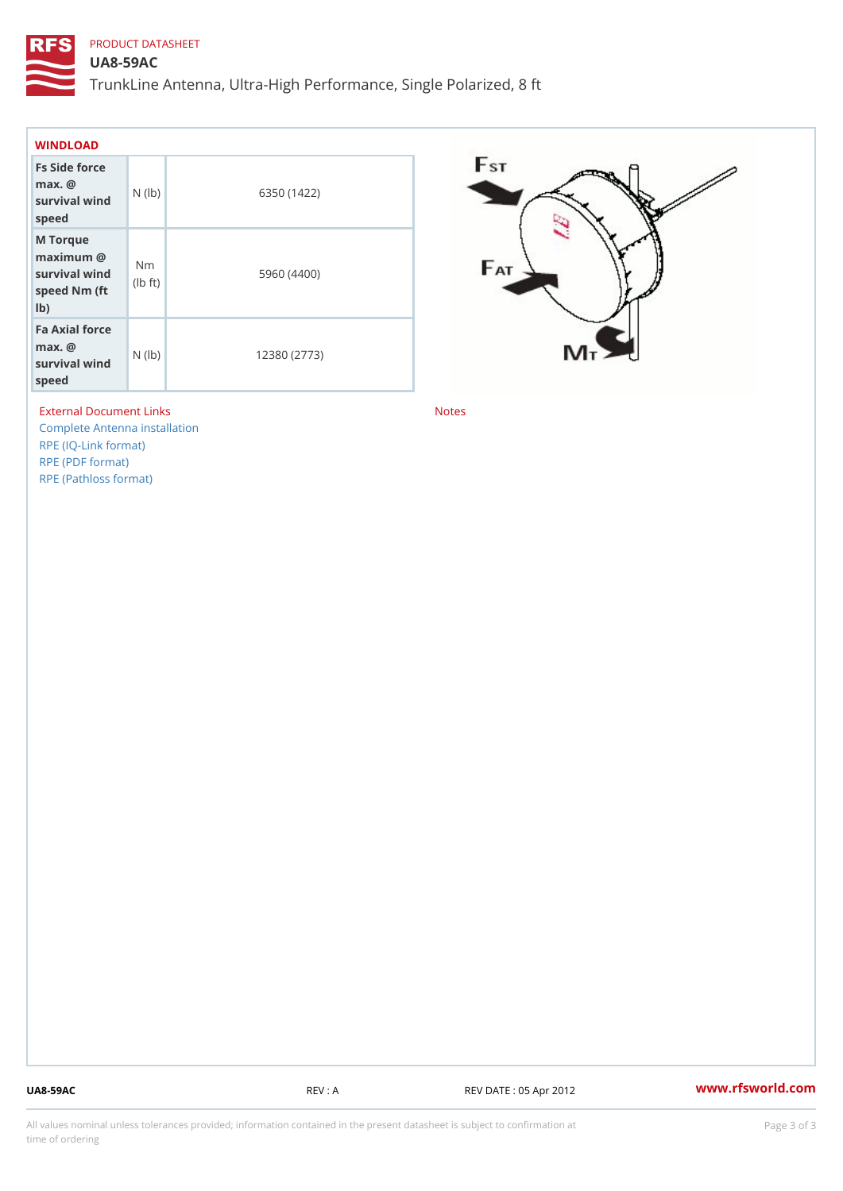PRODUCT DATASHEET

# UA8-59AC

TrunkLine Antenna, Ultra-High Performance, Single Polarized, 8 ft

## WINDLOAD

| | | |
|---|---|---|
| Fs Side force max. @ survival wind speed | N (lb) | 6350 (1422) |
| M Torque maximum @ survival wind speed Nm (ft lb) | Nm (lb ft) | 5960 (4400) |
| Fa Axial force max. @ survival wind speed | N (lb) | 12380 (2773) |

FST

FAT

MT

### External Document Links

Complete Antenna installation

RPE (IQ-Link format)

RPE (PDF format)

RPE (Pathloss format)

### Notes

UA8-59AC REV : A REV DATE : 05 Apr 2012 www.rfsworld.com

All values nominal unless tolerances provided; information contained in the present datasheet is subject to confirmation at time of ordering